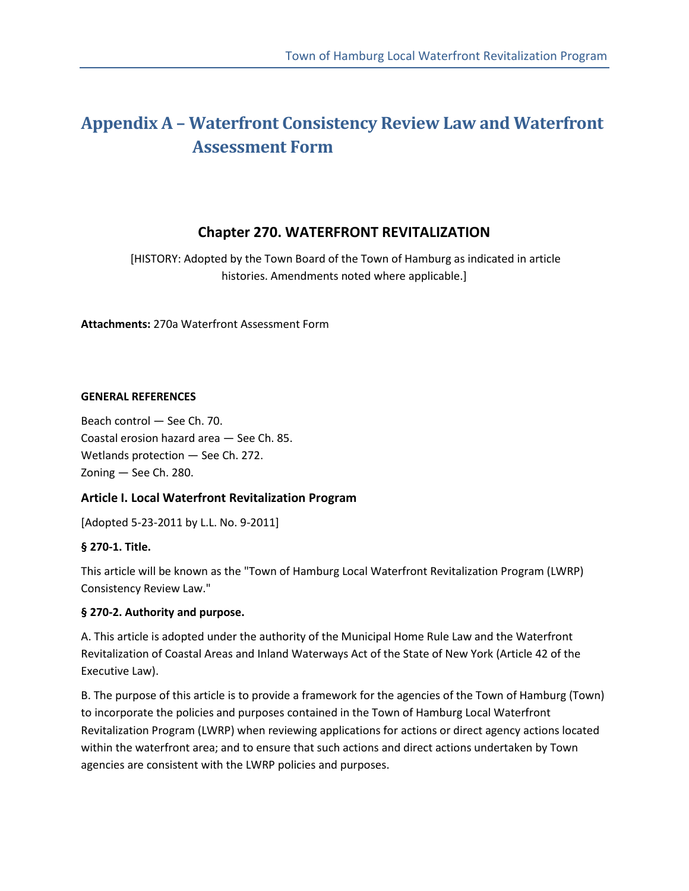# Appendix A – Waterfront Consistency Review Law and Waterfront Assessment Form

## Chapter 270. WATERFRONT REVITALIZATION

[HISTORY: Adopted by the Town Board of the Town of Hamburg as indicated in article histories. Amendments noted where applicable.]

**Attachments:** 270a Waterfront Assessment Form

**GENERAL REFERENCES**

Beach control — See Ch. 70.
Coastal erosion hazard area — See Ch. 85.
Wetlands protection — See Ch. 272.
Zoning — See Ch. 280.

### Article I. Local Waterfront Revitalization Program

[Adopted 5-23-2011 by L.L. No. 9-2011]

**§ 270-1. Title.**

This article will be known as the "Town of Hamburg Local Waterfront Revitalization Program (LWRP) Consistency Review Law."

**§ 270-2. Authority and purpose.**

A. This article is adopted under the authority of the Municipal Home Rule Law and the Waterfront Revitalization of Coastal Areas and Inland Waterways Act of the State of New York (Article 42 of the Executive Law).

B. The purpose of this article is to provide a framework for the agencies of the Town of Hamburg (Town) to incorporate the policies and purposes contained in the Town of Hamburg Local Waterfront Revitalization Program (LWRP) when reviewing applications for actions or direct agency actions located within the waterfront area; and to ensure that such actions and direct actions undertaken by Town agencies are consistent with the LWRP policies and purposes.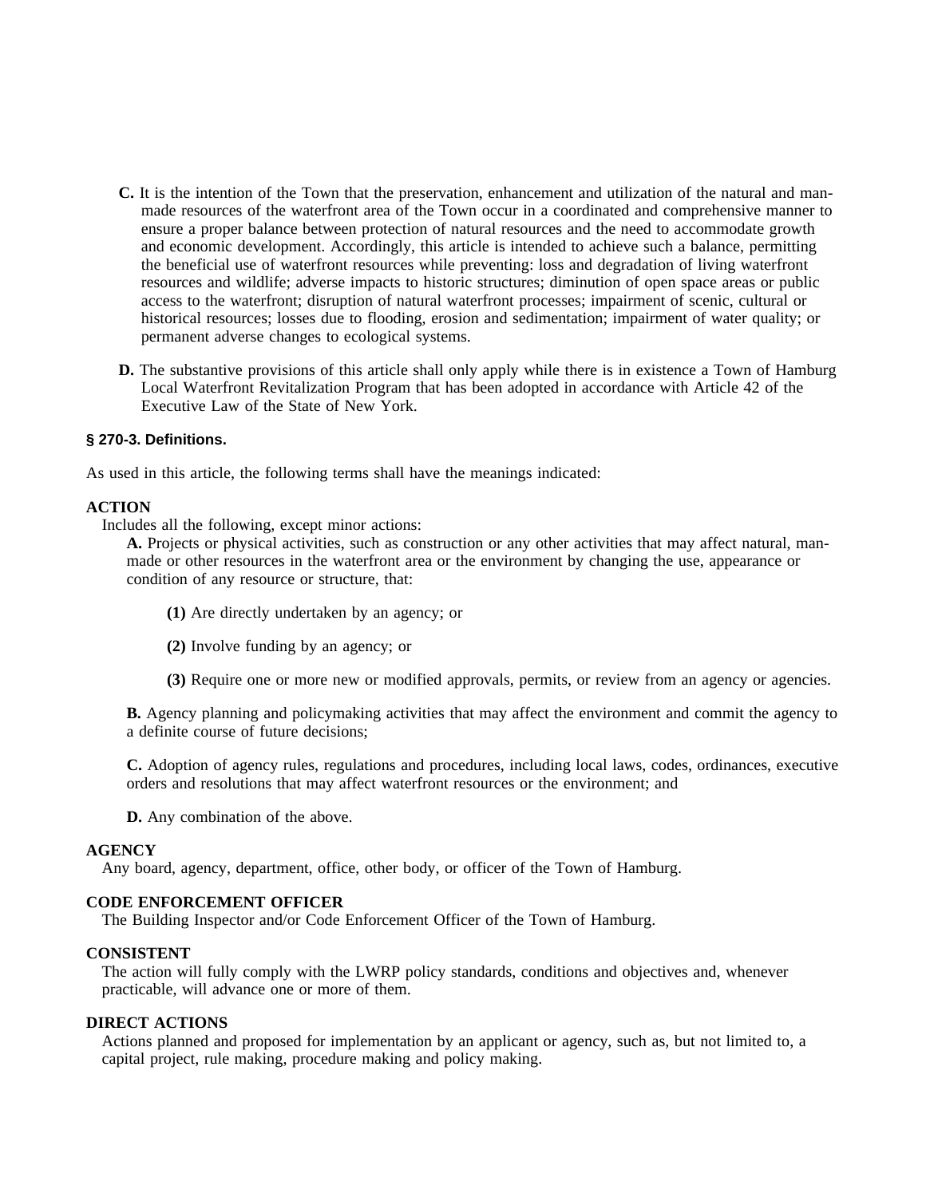**C.** It is the intention of the Town that the preservation, enhancement and utilization of the natural and man-made resources of the waterfront area of the Town occur in a coordinated and comprehensive manner to ensure a proper balance between protection of natural resources and the need to accommodate growth and economic development. Accordingly, this article is intended to achieve such a balance, permitting the beneficial use of waterfront resources while preventing: loss and degradation of living waterfront resources and wildlife; adverse impacts to historic structures; diminution of open space areas or public access to the waterfront; disruption of natural waterfront processes; impairment of scenic, cultural or historical resources; losses due to flooding, erosion and sedimentation; impairment of water quality; or permanent adverse changes to ecological systems.

**D.** The substantive provisions of this article shall only apply while there is in existence a Town of Hamburg Local Waterfront Revitalization Program that has been adopted in accordance with Article 42 of the Executive Law of the State of New York.

### § 270-3. Definitions.

As used in this article, the following terms shall have the meanings indicated:

**ACTION**

Includes all the following, except minor actions:

**A.** Projects or physical activities, such as construction or any other activities that may affect natural, man-made or other resources in the waterfront area or the environment by changing the use, appearance or condition of any resource or structure, that:

**(1)** Are directly undertaken by an agency; or

**(2)** Involve funding by an agency; or

**(3)** Require one or more new or modified approvals, permits, or review from an agency or agencies.

**B.** Agency planning and policymaking activities that may affect the environment and commit the agency to a definite course of future decisions;

**C.** Adoption of agency rules, regulations and procedures, including local laws, codes, ordinances, executive orders and resolutions that may affect waterfront resources or the environment; and

**D.** Any combination of the above.

**AGENCY**

Any board, agency, department, office, other body, or officer of the Town of Hamburg.

**CODE ENFORCEMENT OFFICER**

The Building Inspector and/or Code Enforcement Officer of the Town of Hamburg.

**CONSISTENT**

The action will fully comply with the LWRP policy standards, conditions and objectives and, whenever practicable, will advance one or more of them.

**DIRECT ACTIONS**

Actions planned and proposed for implementation by an applicant or agency, such as, but not limited to, a capital project, rule making, procedure making and policy making.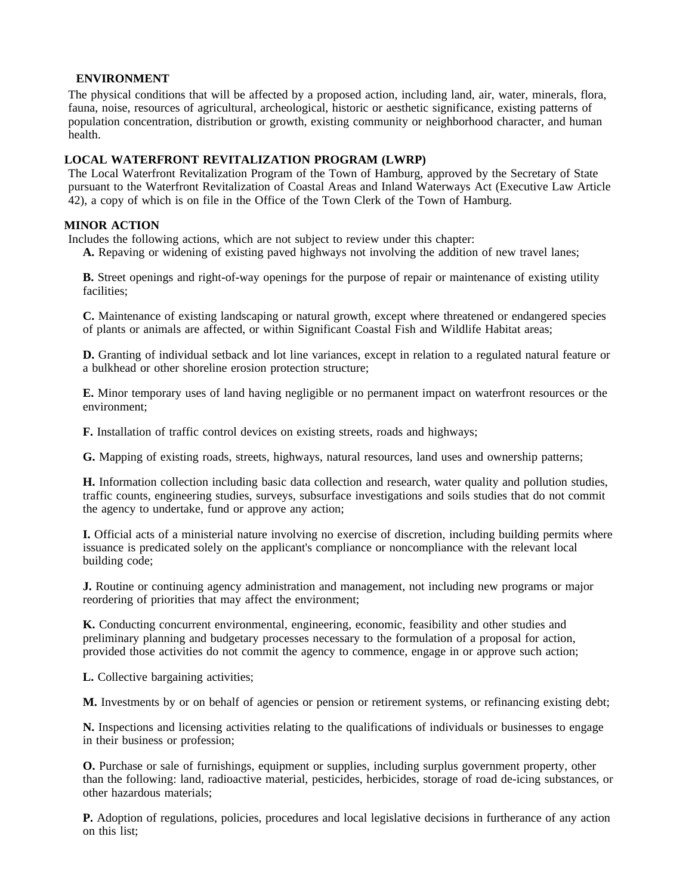**ENVIRONMENT**

The physical conditions that will be affected by a proposed action, including land, air, water, minerals, flora, fauna, noise, resources of agricultural, archeological, historic or aesthetic significance, existing patterns of population concentration, distribution or growth, existing community or neighborhood character, and human health.

**LOCAL WATERFRONT REVITALIZATION PROGRAM (LWRP)**

The Local Waterfront Revitalization Program of the Town of Hamburg, approved by the Secretary of State pursuant to the Waterfront Revitalization of Coastal Areas and Inland Waterways Act (Executive Law Article 42), a copy of which is on file in the Office of the Town Clerk of the Town of Hamburg.

**MINOR ACTION**

Includes the following actions, which are not subject to review under this chapter:

**A.** Repaving or widening of existing paved highways not involving the addition of new travel lanes;

**B.** Street openings and right-of-way openings for the purpose of repair or maintenance of existing utility facilities;

**C.** Maintenance of existing landscaping or natural growth, except where threatened or endangered species of plants or animals are affected, or within Significant Coastal Fish and Wildlife Habitat areas;

**D.** Granting of individual setback and lot line variances, except in relation to a regulated natural feature or a bulkhead or other shoreline erosion protection structure;

**E.** Minor temporary uses of land having negligible or no permanent impact on waterfront resources or the environment;

**F.** Installation of traffic control devices on existing streets, roads and highways;

**G.** Mapping of existing roads, streets, highways, natural resources, land uses and ownership patterns;

**H.** Information collection including basic data collection and research, water quality and pollution studies, traffic counts, engineering studies, surveys, subsurface investigations and soils studies that do not commit the agency to undertake, fund or approve any action;

**I.** Official acts of a ministerial nature involving no exercise of discretion, including building permits where issuance is predicated solely on the applicant's compliance or noncompliance with the relevant local building code;

**J.** Routine or continuing agency administration and management, not including new programs or major reordering of priorities that may affect the environment;

**K.** Conducting concurrent environmental, engineering, economic, feasibility and other studies and preliminary planning and budgetary processes necessary to the formulation of a proposal for action, provided those activities do not commit the agency to commence, engage in or approve such action;

**L.** Collective bargaining activities;

**M.** Investments by or on behalf of agencies or pension or retirement systems, or refinancing existing debt;

**N.** Inspections and licensing activities relating to the qualifications of individuals or businesses to engage in their business or profession;

**O.** Purchase or sale of furnishings, equipment or supplies, including surplus government property, other than the following: land, radioactive material, pesticides, herbicides, storage of road de-icing substances, or other hazardous materials;

**P.** Adoption of regulations, policies, procedures and local legislative decisions in furtherance of any action on this list;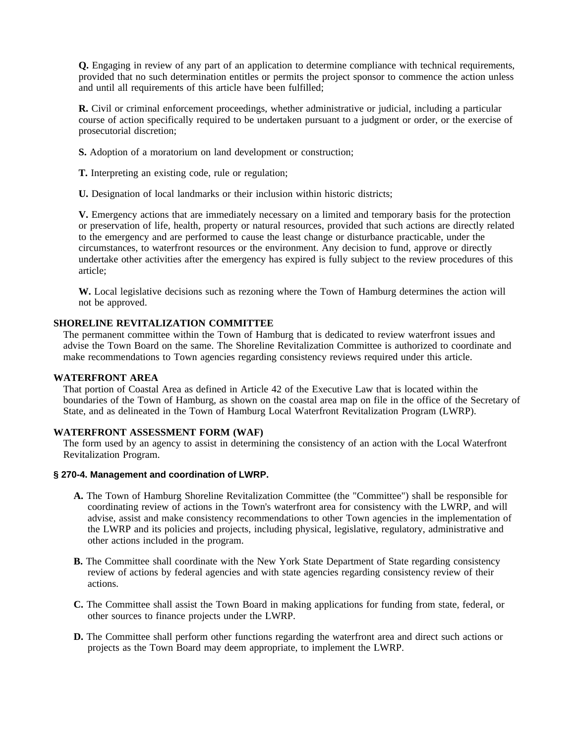**Q.** Engaging in review of any part of an application to determine compliance with technical requirements, provided that no such determination entitles or permits the project sponsor to commence the action unless and until all requirements of this article have been fulfilled;

**R.** Civil or criminal enforcement proceedings, whether administrative or judicial, including a particular course of action specifically required to be undertaken pursuant to a judgment or order, or the exercise of prosecutorial discretion;

**S.** Adoption of a moratorium on land development or construction;

**T.** Interpreting an existing code, rule or regulation;

**U.** Designation of local landmarks or their inclusion within historic districts;

**V.** Emergency actions that are immediately necessary on a limited and temporary basis for the protection or preservation of life, health, property or natural resources, provided that such actions are directly related to the emergency and are performed to cause the least change or disturbance practicable, under the circumstances, to waterfront resources or the environment. Any decision to fund, approve or directly undertake other activities after the emergency has expired is fully subject to the review procedures of this article;

**W.** Local legislative decisions such as rezoning where the Town of Hamburg determines the action will not be approved.

**SHORELINE REVITALIZATION COMMITTEE**

The permanent committee within the Town of Hamburg that is dedicated to review waterfront issues and advise the Town Board on the same. The Shoreline Revitalization Committee is authorized to coordinate and make recommendations to Town agencies regarding consistency reviews required under this article.

**WATERFRONT AREA**

That portion of Coastal Area as defined in Article 42 of the Executive Law that is located within the boundaries of the Town of Hamburg, as shown on the coastal area map on file in the office of the Secretary of State, and as delineated in the Town of Hamburg Local Waterfront Revitalization Program (LWRP).

**WATERFRONT ASSESSMENT FORM (WAF)**

The form used by an agency to assist in determining the consistency of an action with the Local Waterfront Revitalization Program.

### § 270-4. Management and coordination of LWRP.

**A.** The Town of Hamburg Shoreline Revitalization Committee (the "Committee") shall be responsible for coordinating review of actions in the Town's waterfront area for consistency with the LWRP, and will advise, assist and make consistency recommendations to other Town agencies in the implementation of the LWRP and its policies and projects, including physical, legislative, regulatory, administrative and other actions included in the program.

**B.** The Committee shall coordinate with the New York State Department of State regarding consistency review of actions by federal agencies and with state agencies regarding consistency review of their actions.

**C.** The Committee shall assist the Town Board in making applications for funding from state, federal, or other sources to finance projects under the LWRP.

**D.** The Committee shall perform other functions regarding the waterfront area and direct such actions or projects as the Town Board may deem appropriate, to implement the LWRP.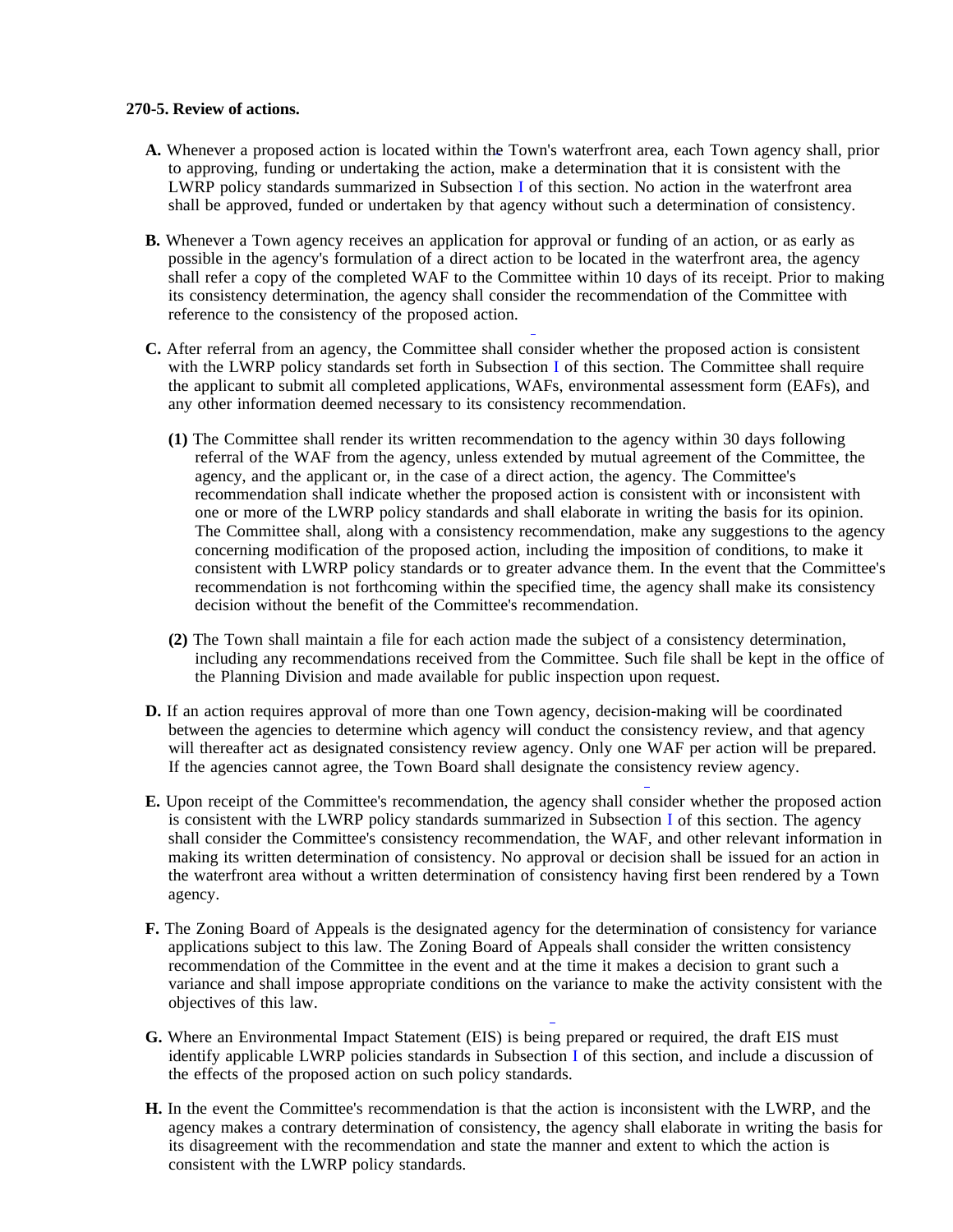**270-5. Review of actions.**

**A.** Whenever a proposed action is located within the Town's waterfront area, each Town agency shall, prior to approving, funding or undertaking the action, make a determination that it is consistent with the LWRP policy standards summarized in Subsection I of this section. No action in the waterfront area shall be approved, funded or undertaken by that agency without such a determination of consistency.

**B.** Whenever a Town agency receives an application for approval or funding of an action, or as early as possible in the agency's formulation of a direct action to be located in the waterfront area, the agency shall refer a copy of the completed WAF to the Committee within 10 days of its receipt. Prior to making its consistency determination, the agency shall consider the recommendation of the Committee with reference to the consistency of the proposed action.

**C.** After referral from an agency, the Committee shall consider whether the proposed action is consistent with the LWRP policy standards set forth in Subsection I of this section. The Committee shall require the applicant to submit all completed applications, WAFs, environmental assessment form (EAFs), and any other information deemed necessary to its consistency recommendation.

**(1)** The Committee shall render its written recommendation to the agency within 30 days following referral of the WAF from the agency, unless extended by mutual agreement of the Committee, the agency, and the applicant or, in the case of a direct action, the agency. The Committee's recommendation shall indicate whether the proposed action is consistent with or inconsistent with one or more of the LWRP policy standards and shall elaborate in writing the basis for its opinion. The Committee shall, along with a consistency recommendation, make any suggestions to the agency concerning modification of the proposed action, including the imposition of conditions, to make it consistent with LWRP policy standards or to greater advance them. In the event that the Committee's recommendation is not forthcoming within the specified time, the agency shall make its consistency decision without the benefit of the Committee's recommendation.

**(2)** The Town shall maintain a file for each action made the subject of a consistency determination, including any recommendations received from the Committee. Such file shall be kept in the office of the Planning Division and made available for public inspection upon request.

**D.** If an action requires approval of more than one Town agency, decision-making will be coordinated between the agencies to determine which agency will conduct the consistency review, and that agency will thereafter act as designated consistency review agency. Only one WAF per action will be prepared. If the agencies cannot agree, the Town Board shall designate the consistency review agency.

**E.** Upon receipt of the Committee's recommendation, the agency shall consider whether the proposed action is consistent with the LWRP policy standards summarized in Subsection I of this section. The agency shall consider the Committee's consistency recommendation, the WAF, and other relevant information in making its written determination of consistency. No approval or decision shall be issued for an action in the waterfront area without a written determination of consistency having first been rendered by a Town agency.

**F.** The Zoning Board of Appeals is the designated agency for the determination of consistency for variance applications subject to this law. The Zoning Board of Appeals shall consider the written consistency recommendation of the Committee in the event and at the time it makes a decision to grant such a variance and shall impose appropriate conditions on the variance to make the activity consistent with the objectives of this law.

**G.** Where an Environmental Impact Statement (EIS) is being prepared or required, the draft EIS must identify applicable LWRP policies standards in Subsection I of this section, and include a discussion of the effects of the proposed action on such policy standards.

**H.** In the event the Committee's recommendation is that the action is inconsistent with the LWRP, and the agency makes a contrary determination of consistency, the agency shall elaborate in writing the basis for its disagreement with the recommendation and state the manner and extent to which the action is consistent with the LWRP policy standards.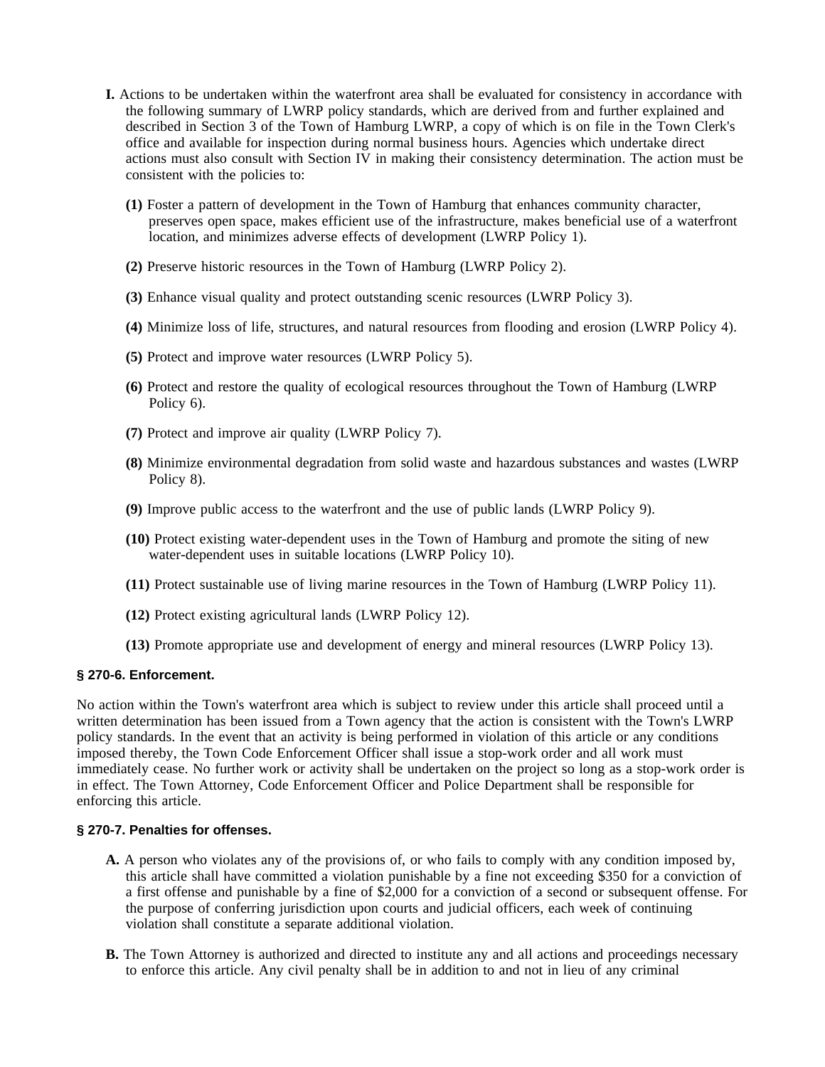**I.** Actions to be undertaken within the waterfront area shall be evaluated for consistency in accordance with the following summary of LWRP policy standards, which are derived from and further explained and described in Section 3 of the Town of Hamburg LWRP, a copy of which is on file in the Town Clerk's office and available for inspection during normal business hours. Agencies which undertake direct actions must also consult with Section IV in making their consistency determination. The action must be consistent with the policies to:

**(1)** Foster a pattern of development in the Town of Hamburg that enhances community character, preserves open space, makes efficient use of the infrastructure, makes beneficial use of a waterfront location, and minimizes adverse effects of development (LWRP Policy 1).

**(2)** Preserve historic resources in the Town of Hamburg (LWRP Policy 2).

**(3)** Enhance visual quality and protect outstanding scenic resources (LWRP Policy 3).

**(4)** Minimize loss of life, structures, and natural resources from flooding and erosion (LWRP Policy 4).

**(5)** Protect and improve water resources (LWRP Policy 5).

**(6)** Protect and restore the quality of ecological resources throughout the Town of Hamburg (LWRP Policy 6).

**(7)** Protect and improve air quality (LWRP Policy 7).

**(8)** Minimize environmental degradation from solid waste and hazardous substances and wastes (LWRP Policy 8).

**(9)** Improve public access to the waterfront and the use of public lands (LWRP Policy 9).

**(10)** Protect existing water-dependent uses in the Town of Hamburg and promote the siting of new water-dependent uses in suitable locations (LWRP Policy 10).

**(11)** Protect sustainable use of living marine resources in the Town of Hamburg (LWRP Policy 11).

**(12)** Protect existing agricultural lands (LWRP Policy 12).

**(13)** Promote appropriate use and development of energy and mineral resources (LWRP Policy 13).

### § 270-6. Enforcement.

No action within the Town's waterfront area which is subject to review under this article shall proceed until a written determination has been issued from a Town agency that the action is consistent with the Town's LWRP policy standards. In the event that an activity is being performed in violation of this article or any conditions imposed thereby, the Town Code Enforcement Officer shall issue a stop-work order and all work must immediately cease. No further work or activity shall be undertaken on the project so long as a stop-work order is in effect. The Town Attorney, Code Enforcement Officer and Police Department shall be responsible for enforcing this article.

### § 270-7. Penalties for offenses.

**A.** A person who violates any of the provisions of, or who fails to comply with any condition imposed by, this article shall have committed a violation punishable by a fine not exceeding $350 for a conviction of a first offense and punishable by a fine of $2,000 for a conviction of a second or subsequent offense. For the purpose of conferring jurisdiction upon courts and judicial officers, each week of continuing violation shall constitute a separate additional violation.

**B.** The Town Attorney is authorized and directed to institute any and all actions and proceedings necessary to enforce this article. Any civil penalty shall be in addition to and not in lieu of any criminal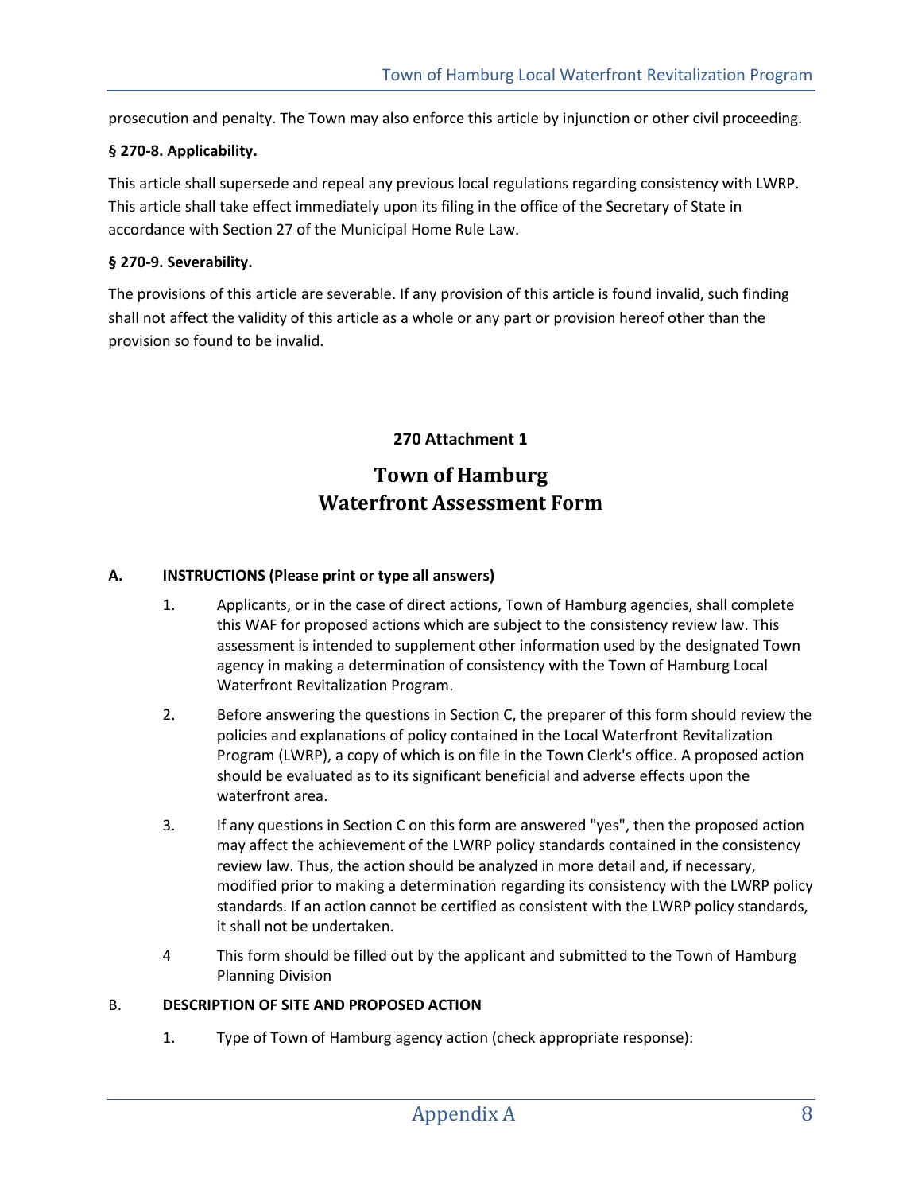prosecution and penalty. The Town may also enforce this article by injunction or other civil proceeding.

**§ 270-8. Applicability.**

This article shall supersede and repeal any previous local regulations regarding consistency with LWRP. This article shall take effect immediately upon its filing in the office of the Secretary of State in accordance with Section 27 of the Municipal Home Rule Law.

**§ 270-9. Severability.**

The provisions of this article are severable. If any provision of this article is found invalid, such finding shall not affect the validity of this article as a whole or any part or provision hereof other than the provision so found to be invalid.

**270 Attachment 1**

# Town of Hamburg Waterfront Assessment Form

**A. INSTRUCTIONS (Please print or type all answers)**

1. Applicants, or in the case of direct actions, Town of Hamburg agencies, shall complete this WAF for proposed actions which are subject to the consistency review law. This assessment is intended to supplement other information used by the designated Town agency in making a determination of consistency with the Town of Hamburg Local Waterfront Revitalization Program.
2. Before answering the questions in Section C, the preparer of this form should review the policies and explanations of policy contained in the Local Waterfront Revitalization Program (LWRP), a copy of which is on file in the Town Clerk's office. A proposed action should be evaluated as to its significant beneficial and adverse effects upon the waterfront area.
3. If any questions in Section C on this form are answered "yes", then the proposed action may affect the achievement of the LWRP policy standards contained in the consistency review law. Thus, the action should be analyzed in more detail and, if necessary, modified prior to making a determination regarding its consistency with the LWRP policy standards. If an action cannot be certified as consistent with the LWRP policy standards, it shall not be undertaken.
4. This form should be filled out by the applicant and submitted to the Town of Hamburg Planning Division

**B. DESCRIPTION OF SITE AND PROPOSED ACTION**

1. Type of Town of Hamburg agency action (check appropriate response):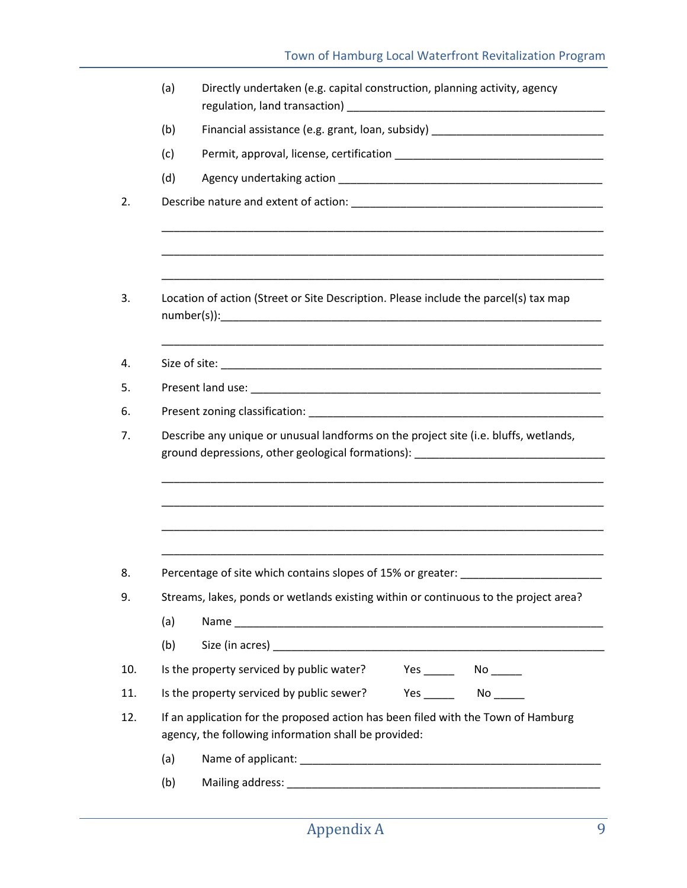(a) Directly undertaken (e.g. capital construction, planning activity, agency regulation, land transaction) ___________________________________________

(b) Financial assistance (e.g. grant, loan, subsidy) ____________________________

(c) Permit, approval, license, certification __________________________________

(d) Agency undertaking action ___________________________________________

2. Describe nature and extent of action: ________________________________________

_________________________________________________________________________

_________________________________________________________________________

_________________________________________________________________________

3. Location of action (Street or Site Description. Please include the parcel(s) tax map number(s)):_____________________________________________________________

_________________________________________________________________________

4. Size of site: ______________________________________________________________

5. Present land use: ___________________________________________________________

6. Present zoning classification: ________________________________________________

7. Describe any unique or unusual landforms on the project site (i.e. bluffs, wetlands, ground depressions, other geological formations): _______________________________

_________________________________________________________________________

_________________________________________________________________________

_________________________________________________________________________

_________________________________________________________________________

8. Percentage of site which contains slopes of 15% or greater: ______________________

9. Streams, lakes, ponds or wetlands existing within or continuous to the project area?

(a) Name ______________________________________________________________

(b) Size (in acres) ________________________________________________________

10. Is the property serviced by public water? Yes _____ No _____

11. Is the property serviced by public sewer? Yes _____ No _____

12. If an application for the proposed action has been filed with the Town of Hamburg agency, the following information shall be provided:

(a) Name of applicant: ______________________________________________

(b) Mailing address: ________________________________________________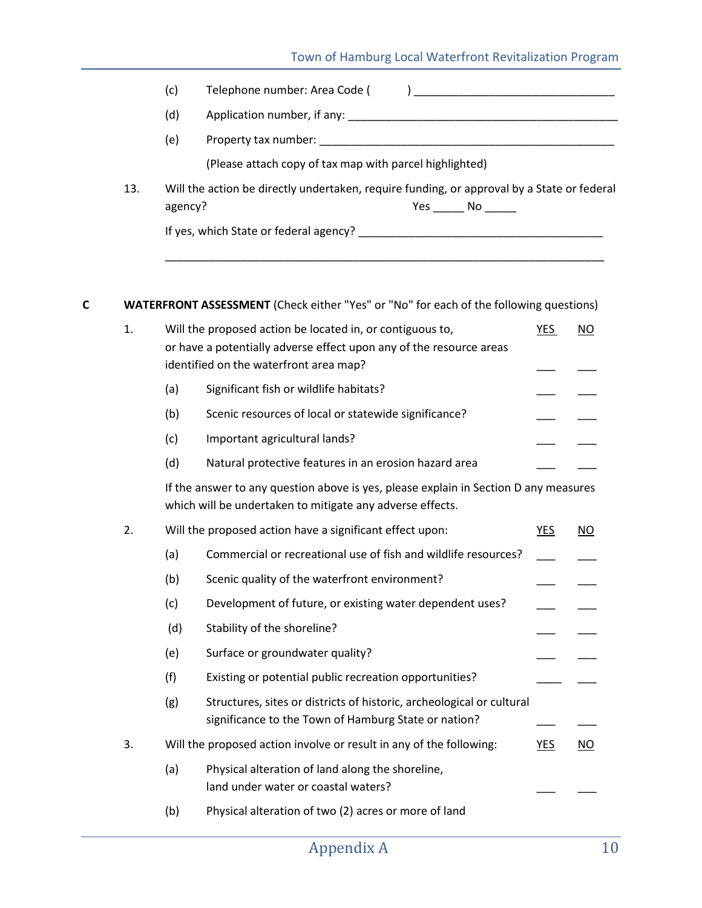(c) Telephone number: Area Code ( ) ________________________________

(d) Application number, if any: ____________________________________________

(e) Property tax number: __________________________________________________

(Please attach copy of tax map with parcel highlighted)

13. Will the action be directly undertaken, require funding, or approval by a State or federal agency? Yes _____ No _____

If yes, which State or federal agency? _______________________________________

_________________________________________________________________________

## C WATERFRONT ASSESSMENT (Check either "Yes" or "No" for each of the following questions)

| | | YES | NO |
|---|---|---|---|
| 1. | Will the proposed action be located in, or contiguous to, or have a potentially adverse effect upon any of the resource areas identified on the waterfront area map? | ___ | ___ |
| (a) | Significant fish or wildlife habitats? | ___ | ___ |
| (b) | Scenic resources of local or statewide significance? | ___ | ___ |
| (c) | Important agricultural lands? | ___ | ___ |
| (d) | Natural protective features in an erosion hazard area | ___ | ___ |

If the answer to any question above is yes, please explain in Section D any measures which will be undertaken to mitigate any adverse effects.

| | | YES | NO |
|---|---|---|---|
| 2. | Will the proposed action have a significant effect upon: | | |
| (a) | Commercial or recreational use of fish and wildlife resources? | ___ | ___ |
| (b) | Scenic quality of the waterfront environment? | ___ | ___ |
| (c) | Development of future, or existing water dependent uses? | ___ | ___ |
| (d) | Stability of the shoreline? | ___ | ___ |
| (e) | Surface or groundwater quality? | ___ | ___ |
| (f) | Existing or potential public recreation opportunities? | ____ | ___ |
| (g) | Structures, sites or districts of historic, archeological or cultural significance to the Town of Hamburg State or nation? | ___ | ___ |

| | | YES | NO |
|---|---|---|---|
| 3. | Will the proposed action involve or result in any of the following: | | |
| (a) | Physical alteration of land along the shoreline, land under water or coastal waters? | ___ | ___ |
| (b) | Physical alteration of two (2) acres or more of land | | |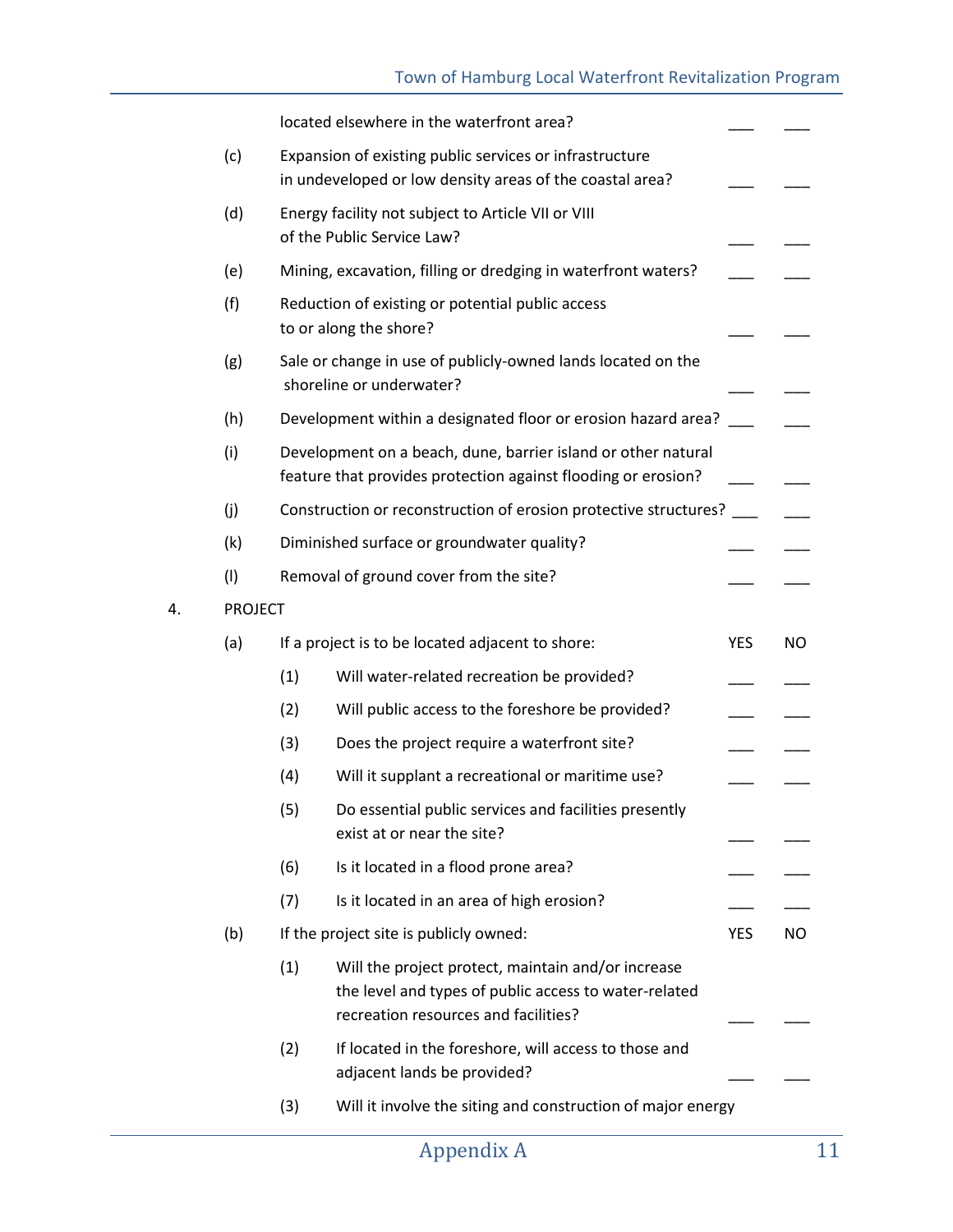| | | YES | NO |
|---|---|---|---|
| | located elsewhere in the waterfront area? | ___ | ___ |
| (c) | Expansion of existing public services or infrastructure in undeveloped or low density areas of the coastal area? | ___ | ___ |
| (d) | Energy facility not subject to Article VII or VIII of the Public Service Law? | ___ | ___ |
| (e) | Mining, excavation, filling or dredging in waterfront waters? | ___ | ___ |
| (f) | Reduction of existing or potential public access to or along the shore? | ___ | ___ |
| (g) | Sale or change in use of publicly-owned lands located on the shoreline or underwater? | ___ | ___ |
| (h) | Development within a designated floor or erosion hazard area? | ___ | ___ |
| (i) | Development on a beach, dune, barrier island or other natural feature that provides protection against flooding or erosion? | ___ | ___ |
| (j) | Construction or reconstruction of erosion protective structures? | ___ | ___ |
| (k) | Diminished surface or groundwater quality? | ___ | ___ |
| (l) | Removal of ground cover from the site? | ___ | ___ |

4. PROJECT

| | | | YES | NO |
|---|---|---|---|---|
| (a) | If a project is to be located adjacent to shore: | | YES | NO |
| | (1) | Will water-related recreation be provided? | ___ | ___ |
| | (2) | Will public access to the foreshore be provided? | ___ | ___ |
| | (3) | Does the project require a waterfront site? | ___ | ___ |
| | (4) | Will it supplant a recreational or maritime use? | ___ | ___ |
| | (5) | Do essential public services and facilities presently exist at or near the site? | ___ | ___ |
| | (6) | Is it located in a flood prone area? | ___ | ___ |
| | (7) | Is it located in an area of high erosion? | ___ | ___ |
| (b) | If the project site is publicly owned: | | YES | NO |
| | (1) | Will the project protect, maintain and/or increase the level and types of public access to water-related recreation resources and facilities? | ___ | ___ |
| | (2) | If located in the foreshore, will access to those and adjacent lands be provided? | ___ | ___ |
| | (3) | Will it involve the siting and construction of major energy | | |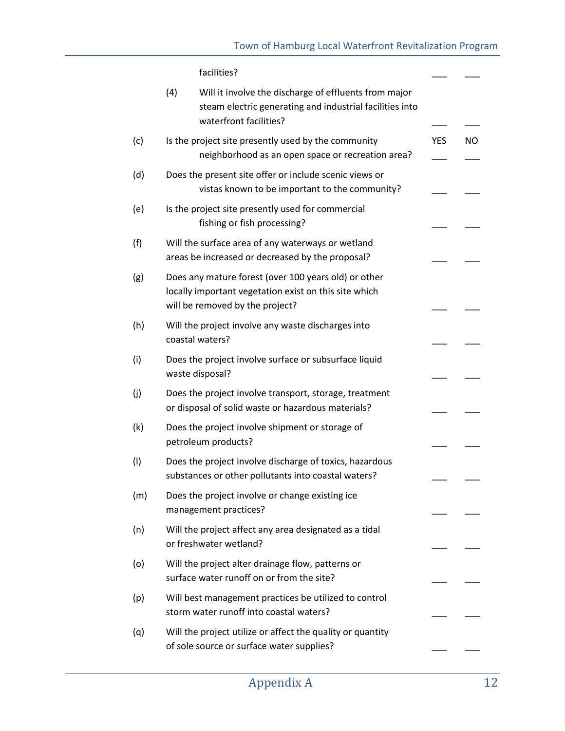facilities? ___ ___

(4) Will it involve the discharge of effluents from major steam electric generating and industrial facilities into waterfront facilities? ___ ___

| | | YES | NO |
|---|---|---|---|
| (c) | Is the project site presently used by the community neighborhood as an open space or recreation area? | ___ | ___ |
| (d) | Does the present site offer or include scenic views or vistas known to be important to the community? | ___ | ___ |
| (e) | Is the project site presently used for commercial fishing or fish processing? | ___ | ___ |
| (f) | Will the surface area of any waterways or wetland areas be increased or decreased by the proposal? | ___ | ___ |
| (g) | Does any mature forest (over 100 years old) or other locally important vegetation exist on this site which will be removed by the project? | ___ | ___ |
| (h) | Will the project involve any waste discharges into coastal waters? | ___ | ___ |
| (i) | Does the project involve surface or subsurface liquid waste disposal? | ___ | ___ |
| (j) | Does the project involve transport, storage, treatment or disposal of solid waste or hazardous materials? | ___ | ___ |
| (k) | Does the project involve shipment or storage of petroleum products? | ___ | ___ |
| (l) | Does the project involve discharge of toxics, hazardous substances or other pollutants into coastal waters? | ___ | ___ |
| (m) | Does the project involve or change existing ice management practices? | ___ | ___ |
| (n) | Will the project affect any area designated as a tidal or freshwater wetland? | ___ | ___ |
| (o) | Will the project alter drainage flow, patterns or surface water runoff on or from the site? | ___ | ___ |
| (p) | Will best management practices be utilized to control storm water runoff into coastal waters? | ___ | ___ |
| (q) | Will the project utilize or affect the quality or quantity of sole source or surface water supplies? | ___ | ___ |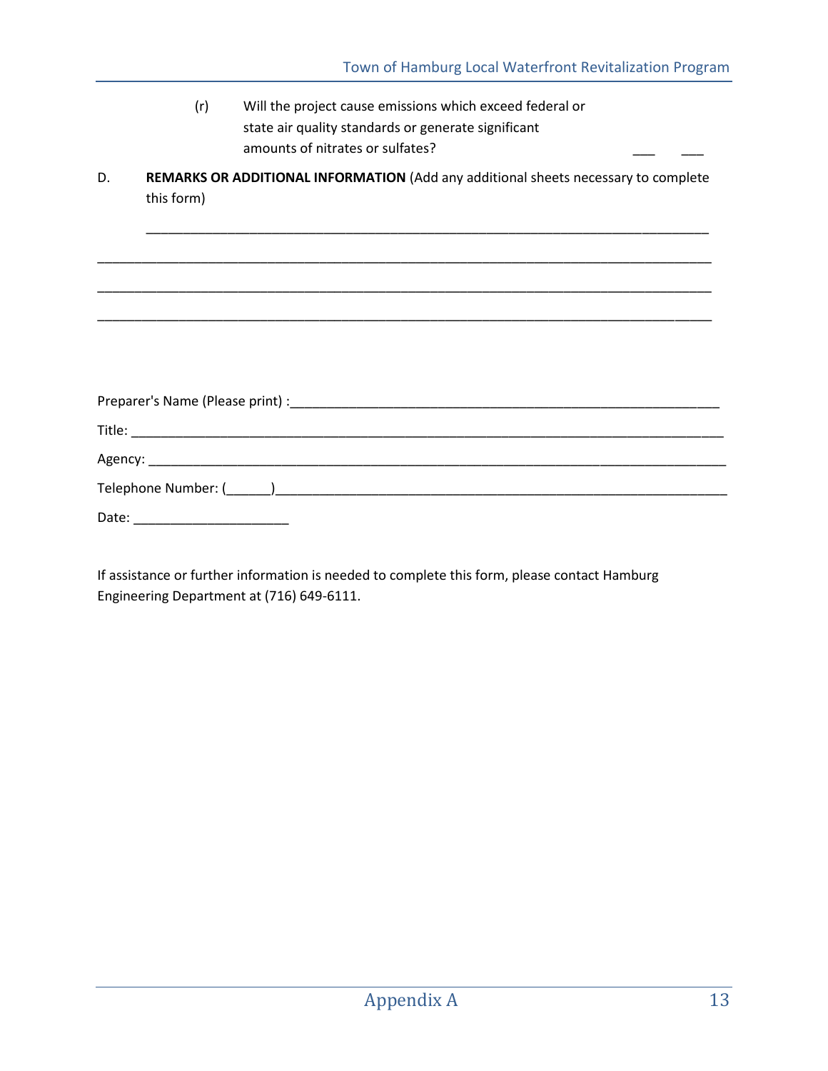(r) Will the project cause emissions which exceed federal or state air quality standards or generate significant amounts of nitrates or sulfates? ___ ___

D. **REMARKS OR ADDITIONAL INFORMATION** (Add any additional sheets necessary to complete this form)

_______________________________________________________________________________

_______________________________________________________________________________

_______________________________________________________________________________

_______________________________________________________________________________

Preparer's Name (Please print) :_______________________________________________________

Title: ____________________________________________________________________________

Agency: __________________________________________________________________________

Telephone Number: (______)__________________________________________________________

Date: ____________________

If assistance or further information is needed to complete this form, please contact Hamburg Engineering Department at (716) 649-6111.